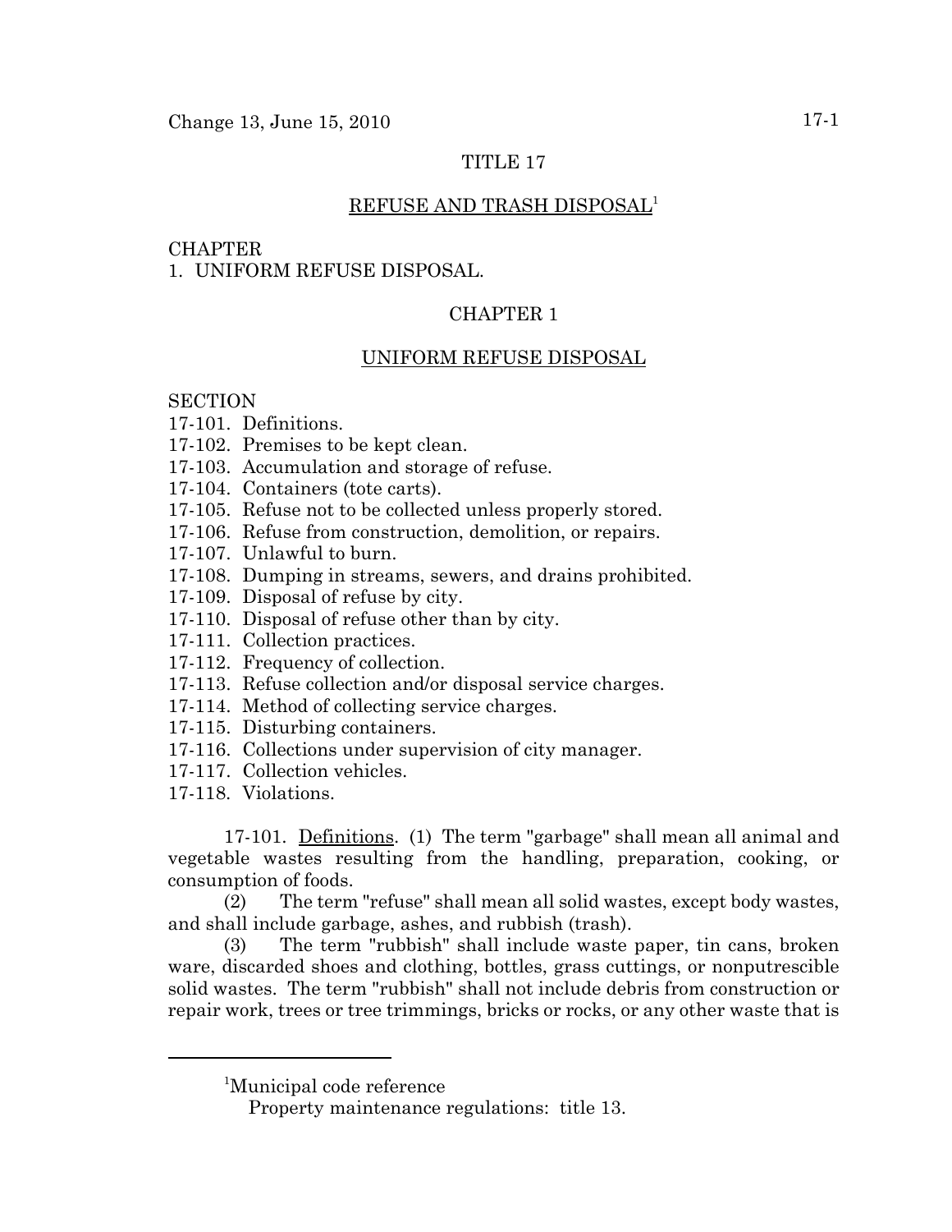# TITLE 17

## REFUSE AND TRASH DISPOSAL[1]

CHAPTER
1. UNIFORM REFUSE DISPOSAL.

## CHAPTER 1

## UNIFORM REFUSE DISPOSAL

SECTION
17-101. Definitions.
17-102. Premises to be kept clean.
17-103. Accumulation and storage of refuse.
17-104. Containers (tote carts).
17-105. Refuse not to be collected unless properly stored.
17-106. Refuse from construction, demolition, or repairs.
17-107. Unlawful to burn.
17-108. Dumping in streams, sewers, and drains prohibited.
17-109. Disposal of refuse by city.
17-110. Disposal of refuse other than by city.
17-111. Collection practices.
17-112. Frequency of collection.
17-113. Refuse collection and/or disposal service charges.
17-114. Method of collecting service charges.
17-115. Disturbing containers.
17-116. Collections under supervision of city manager.
17-117. Collection vehicles.
17-118. Violations.

17-101. Definitions. (1) The term "garbage" shall mean all animal and vegetable wastes resulting from the handling, preparation, cooking, or consumption of foods.

(2) The term "refuse" shall mean all solid wastes, except body wastes, and shall include garbage, ashes, and rubbish (trash).

(3) The term "rubbish" shall include waste paper, tin cans, broken ware, discarded shoes and clothing, bottles, grass cuttings, or nonputrescible solid wastes. The term "rubbish" shall not include debris from construction or repair work, trees or tree trimmings, bricks or rocks, or any other waste that is

---

[1] Municipal code reference
Property maintenance regulations: title 13.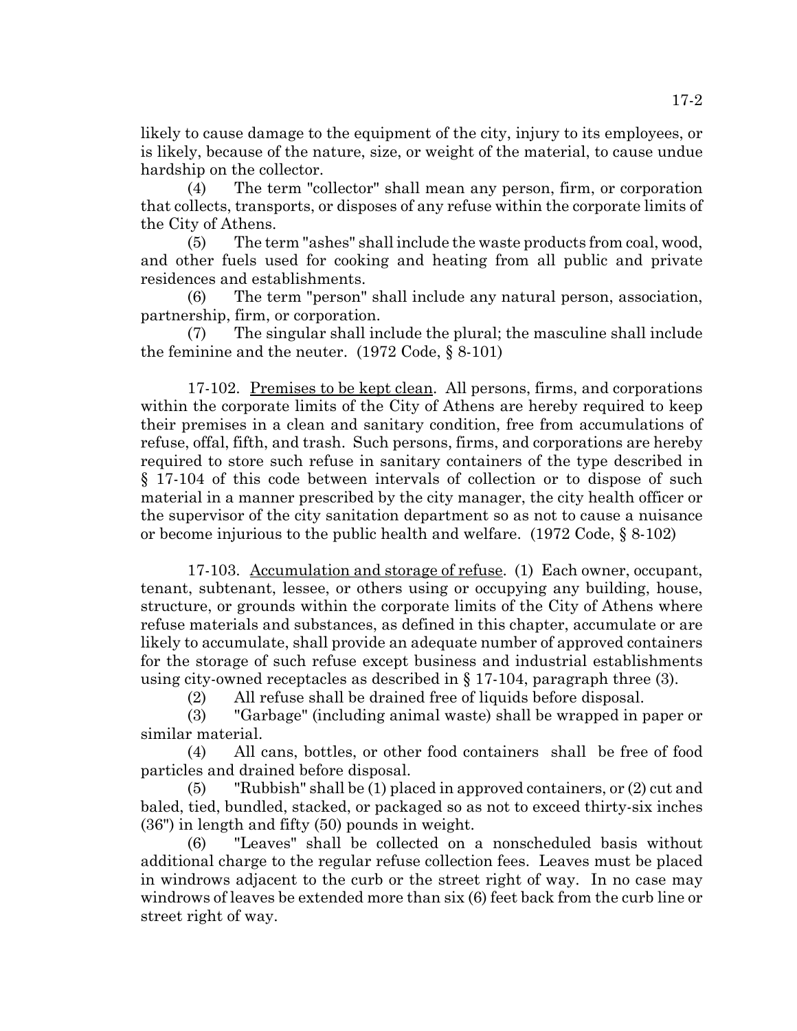likely to cause damage to the equipment of the city, injury to its employees, or is likely, because of the nature, size, or weight of the material, to cause undue hardship on the collector.

(4) The term "collector" shall mean any person, firm, or corporation that collects, transports, or disposes of any refuse within the corporate limits of the City of Athens.

(5) The term "ashes" shall include the waste products from coal, wood, and other fuels used for cooking and heating from all public and private residences and establishments.

(6) The term "person" shall include any natural person, association, partnership, firm, or corporation.

(7) The singular shall include the plural; the masculine shall include the feminine and the neuter. (1972 Code, § 8-101)

17-102. Premises to be kept clean. All persons, firms, and corporations within the corporate limits of the City of Athens are hereby required to keep their premises in a clean and sanitary condition, free from accumulations of refuse, offal, fifth, and trash. Such persons, firms, and corporations are hereby required to store such refuse in sanitary containers of the type described in § 17-104 of this code between intervals of collection or to dispose of such material in a manner prescribed by the city manager, the city health officer or the supervisor of the city sanitation department so as not to cause a nuisance or become injurious to the public health and welfare. (1972 Code, § 8-102)

17-103. Accumulation and storage of refuse. (1) Each owner, occupant, tenant, subtenant, lessee, or others using or occupying any building, house, structure, or grounds within the corporate limits of the City of Athens where refuse materials and substances, as defined in this chapter, accumulate or are likely to accumulate, shall provide an adequate number of approved containers for the storage of such refuse except business and industrial establishments using city-owned receptacles as described in § 17-104, paragraph three (3).

(2) All refuse shall be drained free of liquids before disposal.

(3) "Garbage" (including animal waste) shall be wrapped in paper or similar material.

(4) All cans, bottles, or other food containers shall be free of food particles and drained before disposal.

(5) "Rubbish" shall be (1) placed in approved containers, or (2) cut and baled, tied, bundled, stacked, or packaged so as not to exceed thirty-six inches (36") in length and fifty (50) pounds in weight.

(6) "Leaves" shall be collected on a nonscheduled basis without additional charge to the regular refuse collection fees. Leaves must be placed in windrows adjacent to the curb or the street right of way. In no case may windrows of leaves be extended more than six (6) feet back from the curb line or street right of way.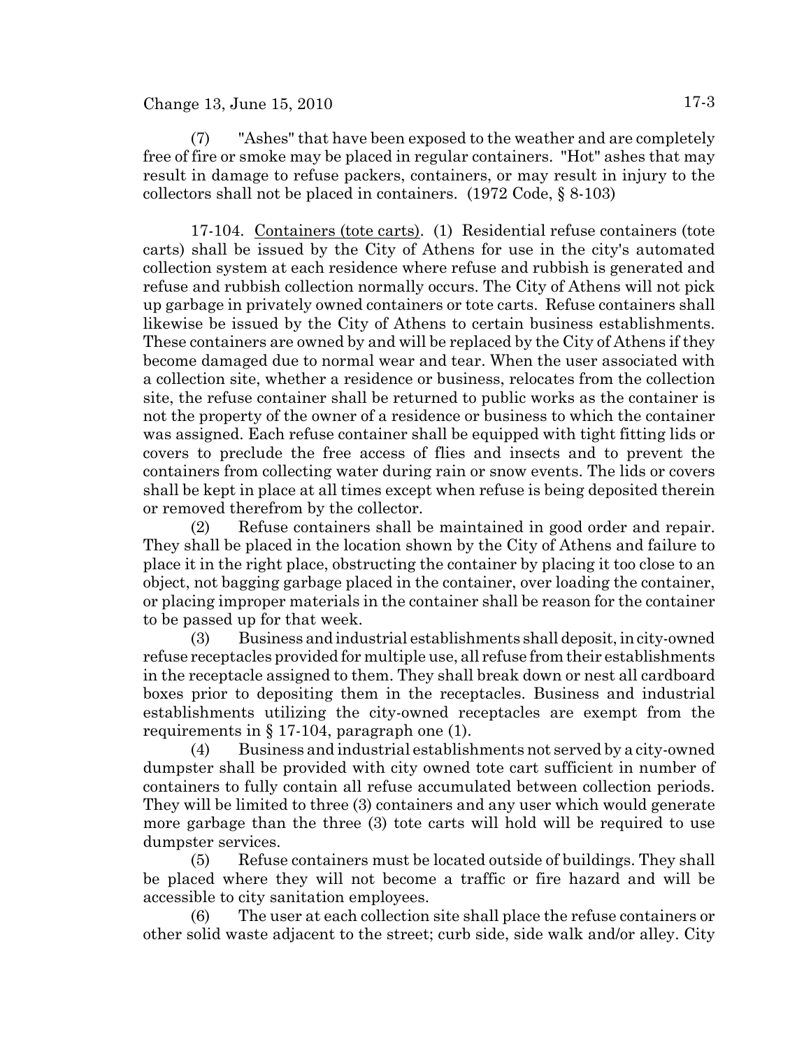(7) "Ashes" that have been exposed to the weather and are completely free of fire or smoke may be placed in regular containers. "Hot" ashes that may result in damage to refuse packers, containers, or may result in injury to the collectors shall not be placed in containers. (1972 Code, § 8-103)

17-104. Containers (tote carts). (1) Residential refuse containers (tote carts) shall be issued by the City of Athens for use in the city's automated collection system at each residence where refuse and rubbish is generated and refuse and rubbish collection normally occurs. The City of Athens will not pick up garbage in privately owned containers or tote carts. Refuse containers shall likewise be issued by the City of Athens to certain business establishments. These containers are owned by and will be replaced by the City of Athens if they become damaged due to normal wear and tear. When the user associated with a collection site, whether a residence or business, relocates from the collection site, the refuse container shall be returned to public works as the container is not the property of the owner of a residence or business to which the container was assigned. Each refuse container shall be equipped with tight fitting lids or covers to preclude the free access of flies and insects and to prevent the containers from collecting water during rain or snow events. The lids or covers shall be kept in place at all times except when refuse is being deposited therein or removed therefrom by the collector.

(2) Refuse containers shall be maintained in good order and repair. They shall be placed in the location shown by the City of Athens and failure to place it in the right place, obstructing the container by placing it too close to an object, not bagging garbage placed in the container, over loading the container, or placing improper materials in the container shall be reason for the container to be passed up for that week.

(3) Business and industrial establishments shall deposit, in city-owned refuse receptacles provided for multiple use, all refuse from their establishments in the receptacle assigned to them. They shall break down or nest all cardboard boxes prior to depositing them in the receptacles. Business and industrial establishments utilizing the city-owned receptacles are exempt from the requirements in § 17-104, paragraph one (1).

(4) Business and industrial establishments not served by a city-owned dumpster shall be provided with city owned tote cart sufficient in number of containers to fully contain all refuse accumulated between collection periods. They will be limited to three (3) containers and any user which would generate more garbage than the three (3) tote carts will hold will be required to use dumpster services.

(5) Refuse containers must be located outside of buildings. They shall be placed where they will not become a traffic or fire hazard and will be accessible to city sanitation employees.

(6) The user at each collection site shall place the refuse containers or other solid waste adjacent to the street; curb side, side walk and/or alley. City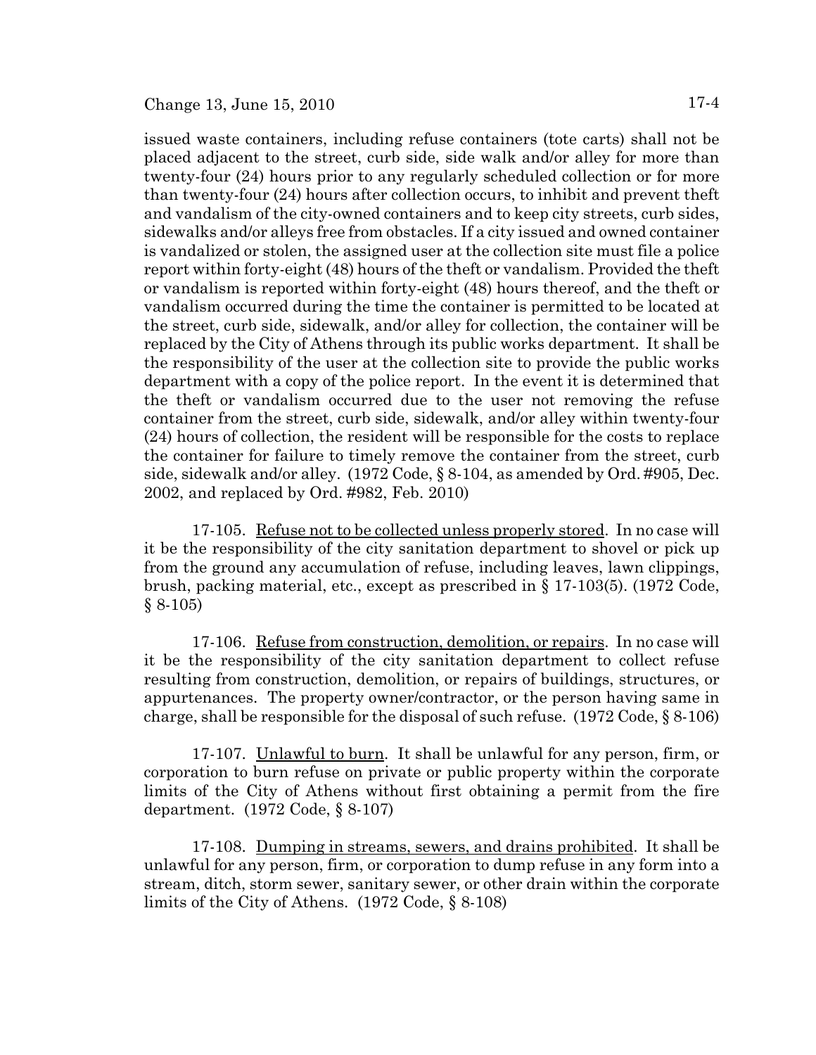issued waste containers, including refuse containers (tote carts) shall not be placed adjacent to the street, curb side, side walk and/or alley for more than twenty-four (24) hours prior to any regularly scheduled collection or for more than twenty-four (24) hours after collection occurs, to inhibit and prevent theft and vandalism of the city-owned containers and to keep city streets, curb sides, sidewalks and/or alleys free from obstacles. If a city issued and owned container is vandalized or stolen, the assigned user at the collection site must file a police report within forty-eight (48) hours of the theft or vandalism. Provided the theft or vandalism is reported within forty-eight (48) hours thereof, and the theft or vandalism occurred during the time the container is permitted to be located at the street, curb side, sidewalk, and/or alley for collection, the container will be replaced by the City of Athens through its public works department. It shall be the responsibility of the user at the collection site to provide the public works department with a copy of the police report. In the event it is determined that the theft or vandalism occurred due to the user not removing the refuse container from the street, curb side, sidewalk, and/or alley within twenty-four (24) hours of collection, the resident will be responsible for the costs to replace the container for failure to timely remove the container from the street, curb side, sidewalk and/or alley. (1972 Code, § 8-104, as amended by Ord. #905, Dec. 2002, and replaced by Ord. #982, Feb. 2010)

17-105. Refuse not to be collected unless properly stored. In no case will it be the responsibility of the city sanitation department to shovel or pick up from the ground any accumulation of refuse, including leaves, lawn clippings, brush, packing material, etc., except as prescribed in § 17-103(5). (1972 Code, § 8-105)

17-106. Refuse from construction, demolition, or repairs. In no case will it be the responsibility of the city sanitation department to collect refuse resulting from construction, demolition, or repairs of buildings, structures, or appurtenances. The property owner/contractor, or the person having same in charge, shall be responsible for the disposal of such refuse. (1972 Code, § 8-106)

17-107. Unlawful to burn. It shall be unlawful for any person, firm, or corporation to burn refuse on private or public property within the corporate limits of the City of Athens without first obtaining a permit from the fire department. (1972 Code, § 8-107)

17-108. Dumping in streams, sewers, and drains prohibited. It shall be unlawful for any person, firm, or corporation to dump refuse in any form into a stream, ditch, storm sewer, sanitary sewer, or other drain within the corporate limits of the City of Athens. (1972 Code, § 8-108)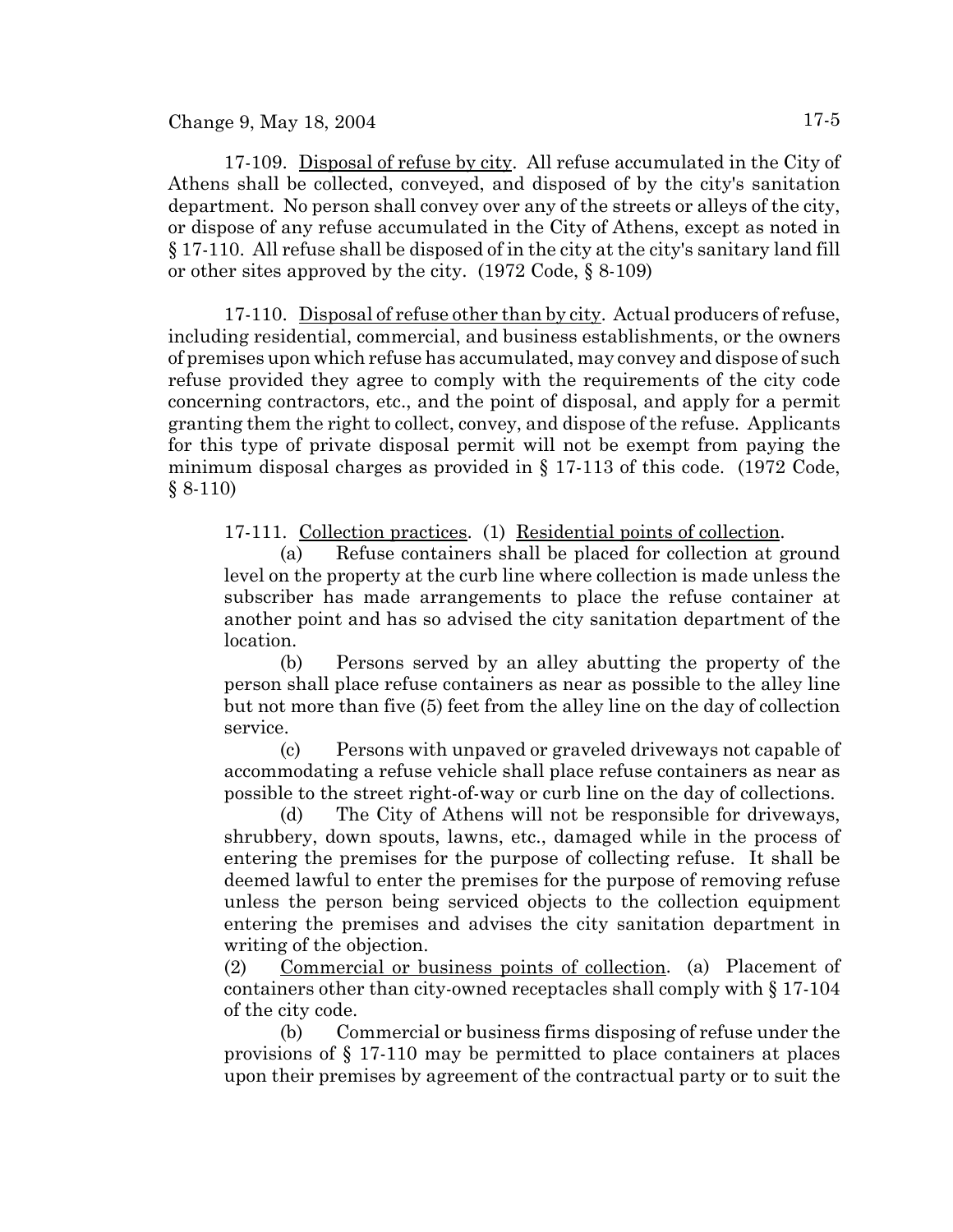17-109. Disposal of refuse by city. All refuse accumulated in the City of Athens shall be collected, conveyed, and disposed of by the city's sanitation department. No person shall convey over any of the streets or alleys of the city, or dispose of any refuse accumulated in the City of Athens, except as noted in § 17-110. All refuse shall be disposed of in the city at the city's sanitary land fill or other sites approved by the city. (1972 Code, § 8-109)

17-110. Disposal of refuse other than by city. Actual producers of refuse, including residential, commercial, and business establishments, or the owners of premises upon which refuse has accumulated, may convey and dispose of such refuse provided they agree to comply with the requirements of the city code concerning contractors, etc., and the point of disposal, and apply for a permit granting them the right to collect, convey, and dispose of the refuse. Applicants for this type of private disposal permit will not be exempt from paying the minimum disposal charges as provided in § 17-113 of this code. (1972 Code, § 8-110)

17-111. Collection practices. (1) Residential points of collection.

(a) Refuse containers shall be placed for collection at ground level on the property at the curb line where collection is made unless the subscriber has made arrangements to place the refuse container at another point and has so advised the city sanitation department of the location.

(b) Persons served by an alley abutting the property of the person shall place refuse containers as near as possible to the alley line but not more than five (5) feet from the alley line on the day of collection service.

(c) Persons with unpaved or graveled driveways not capable of accommodating a refuse vehicle shall place refuse containers as near as possible to the street right-of-way or curb line on the day of collections.

(d) The City of Athens will not be responsible for driveways, shrubbery, down spouts, lawns, etc., damaged while in the process of entering the premises for the purpose of collecting refuse. It shall be deemed lawful to enter the premises for the purpose of removing refuse unless the person being serviced objects to the collection equipment entering the premises and advises the city sanitation department in writing of the objection.

(2) Commercial or business points of collection. (a) Placement of containers other than city-owned receptacles shall comply with § 17-104 of the city code.

(b) Commercial or business firms disposing of refuse under the provisions of § 17-110 may be permitted to place containers at places upon their premises by agreement of the contractual party or to suit the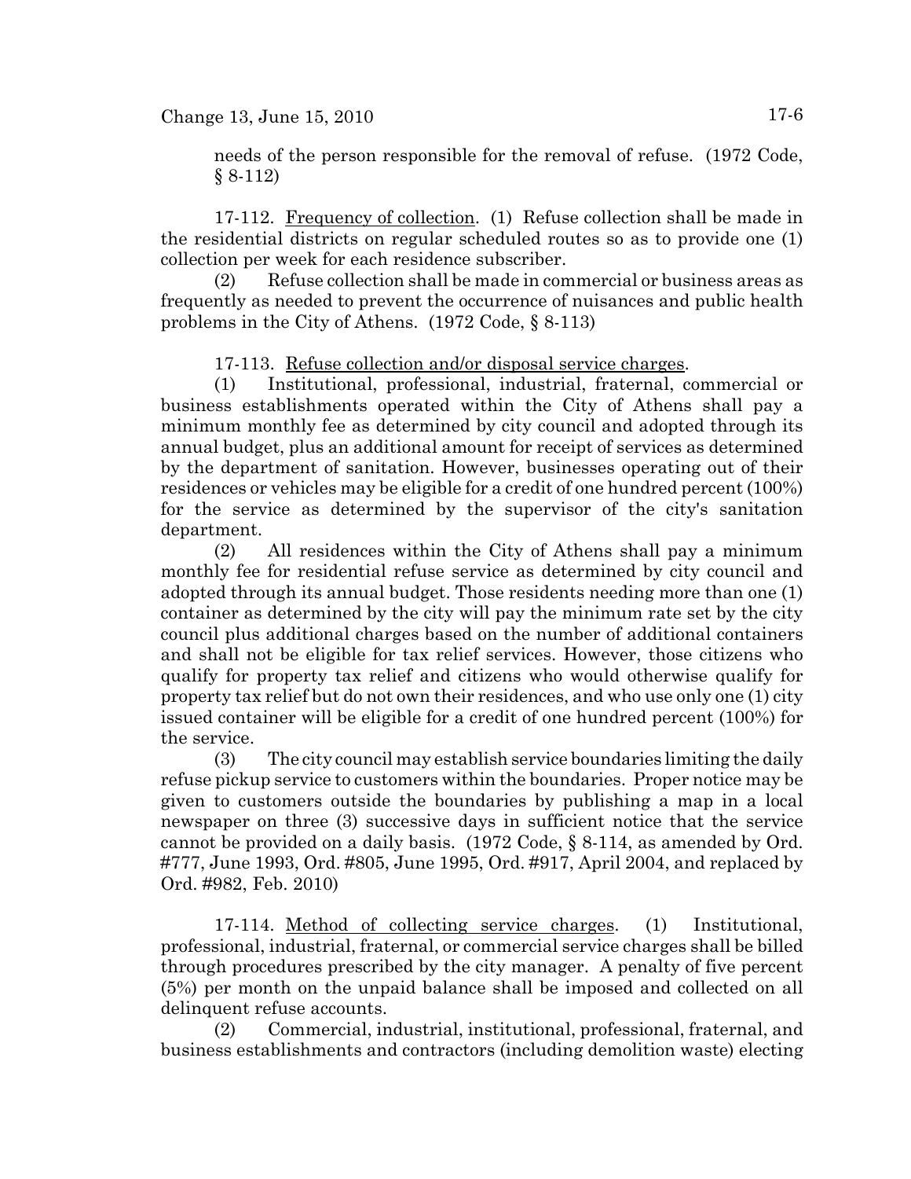needs of the person responsible for the removal of refuse. (1972 Code, § 8-112)

17-112. Frequency of collection. (1) Refuse collection shall be made in the residential districts on regular scheduled routes so as to provide one (1) collection per week for each residence subscriber.

(2) Refuse collection shall be made in commercial or business areas as frequently as needed to prevent the occurrence of nuisances and public health problems in the City of Athens. (1972 Code, § 8-113)

17-113. Refuse collection and/or disposal service charges.

(1) Institutional, professional, industrial, fraternal, commercial or business establishments operated within the City of Athens shall pay a minimum monthly fee as determined by city council and adopted through its annual budget, plus an additional amount for receipt of services as determined by the department of sanitation. However, businesses operating out of their residences or vehicles may be eligible for a credit of one hundred percent (100%) for the service as determined by the supervisor of the city's sanitation department.

(2) All residences within the City of Athens shall pay a minimum monthly fee for residential refuse service as determined by city council and adopted through its annual budget. Those residents needing more than one (1) container as determined by the city will pay the minimum rate set by the city council plus additional charges based on the number of additional containers and shall not be eligible for tax relief services. However, those citizens who qualify for property tax relief and citizens who would otherwise qualify for property tax relief but do not own their residences, and who use only one (1) city issued container will be eligible for a credit of one hundred percent (100%) for the service.

(3) The city council may establish service boundaries limiting the daily refuse pickup service to customers within the boundaries. Proper notice may be given to customers outside the boundaries by publishing a map in a local newspaper on three (3) successive days in sufficient notice that the service cannot be provided on a daily basis. (1972 Code, § 8-114, as amended by Ord. #777, June 1993, Ord. #805, June 1995, Ord. #917, April 2004, and replaced by Ord. #982, Feb. 2010)

17-114. Method of collecting service charges. (1) Institutional, professional, industrial, fraternal, or commercial service charges shall be billed through procedures prescribed by the city manager. A penalty of five percent (5%) per month on the unpaid balance shall be imposed and collected on all delinquent refuse accounts.

(2) Commercial, industrial, institutional, professional, fraternal, and business establishments and contractors (including demolition waste) electing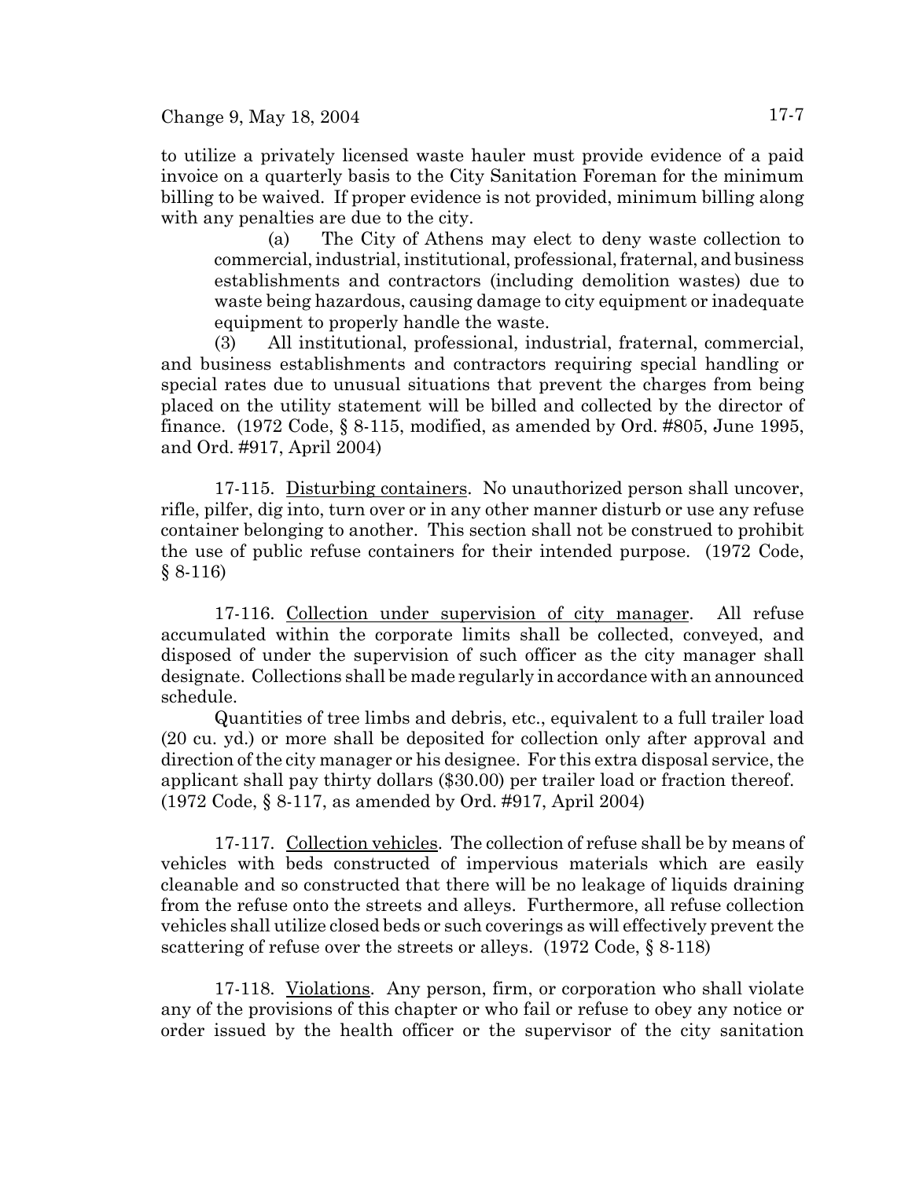to utilize a privately licensed waste hauler must provide evidence of a paid invoice on a quarterly basis to the City Sanitation Foreman for the minimum billing to be waived. If proper evidence is not provided, minimum billing along with any penalties are due to the city.

(a) The City of Athens may elect to deny waste collection to commercial, industrial, institutional, professional, fraternal, and business establishments and contractors (including demolition wastes) due to waste being hazardous, causing damage to city equipment or inadequate equipment to properly handle the waste.

(3) All institutional, professional, industrial, fraternal, commercial, and business establishments and contractors requiring special handling or special rates due to unusual situations that prevent the charges from being placed on the utility statement will be billed and collected by the director of finance. (1972 Code, § 8-115, modified, as amended by Ord. #805, June 1995, and Ord. #917, April 2004)

17-115. Disturbing containers. No unauthorized person shall uncover, rifle, pilfer, dig into, turn over or in any other manner disturb or use any refuse container belonging to another. This section shall not be construed to prohibit the use of public refuse containers for their intended purpose. (1972 Code, § 8-116)

17-116. Collection under supervision of city manager. All refuse accumulated within the corporate limits shall be collected, conveyed, and disposed of under the supervision of such officer as the city manager shall designate. Collections shall be made regularly in accordance with an announced schedule.

Quantities of tree limbs and debris, etc., equivalent to a full trailer load (20 cu. yd.) or more shall be deposited for collection only after approval and direction of the city manager or his designee. For this extra disposal service, the applicant shall pay thirty dollars ($30.00) per trailer load or fraction thereof. (1972 Code, § 8-117, as amended by Ord. #917, April 2004)

17-117. Collection vehicles. The collection of refuse shall be by means of vehicles with beds constructed of impervious materials which are easily cleanable and so constructed that there will be no leakage of liquids draining from the refuse onto the streets and alleys. Furthermore, all refuse collection vehicles shall utilize closed beds or such coverings as will effectively prevent the scattering of refuse over the streets or alleys. (1972 Code, § 8-118)

17-118. Violations. Any person, firm, or corporation who shall violate any of the provisions of this chapter or who fail or refuse to obey any notice or order issued by the health officer or the supervisor of the city sanitation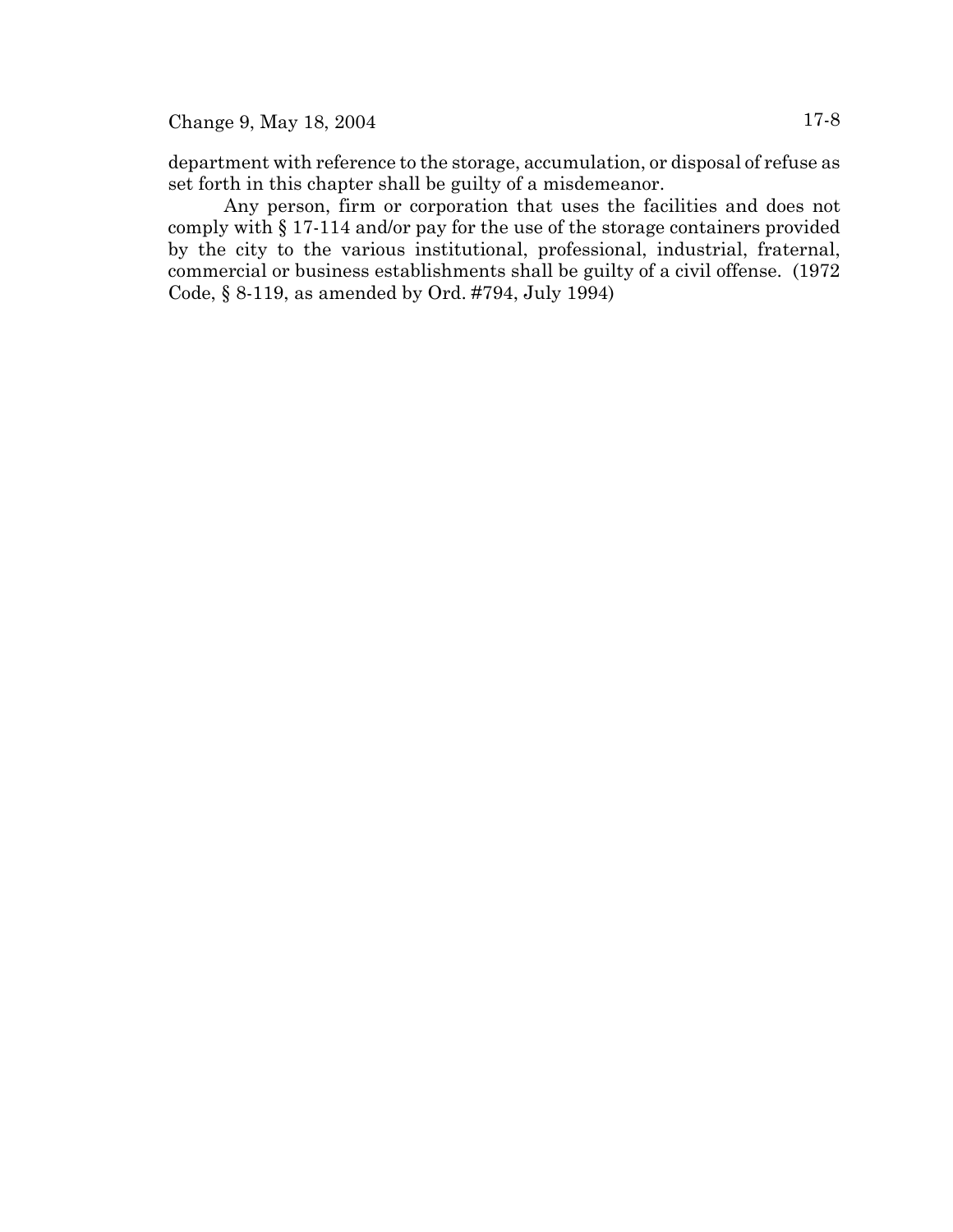department with reference to the storage, accumulation, or disposal of refuse as set forth in this chapter shall be guilty of a misdemeanor.

Any person, firm or corporation that uses the facilities and does not comply with § 17-114 and/or pay for the use of the storage containers provided by the city to the various institutional, professional, industrial, fraternal, commercial or business establishments shall be guilty of a civil offense. (1972 Code, § 8-119, as amended by Ord. #794, July 1994)